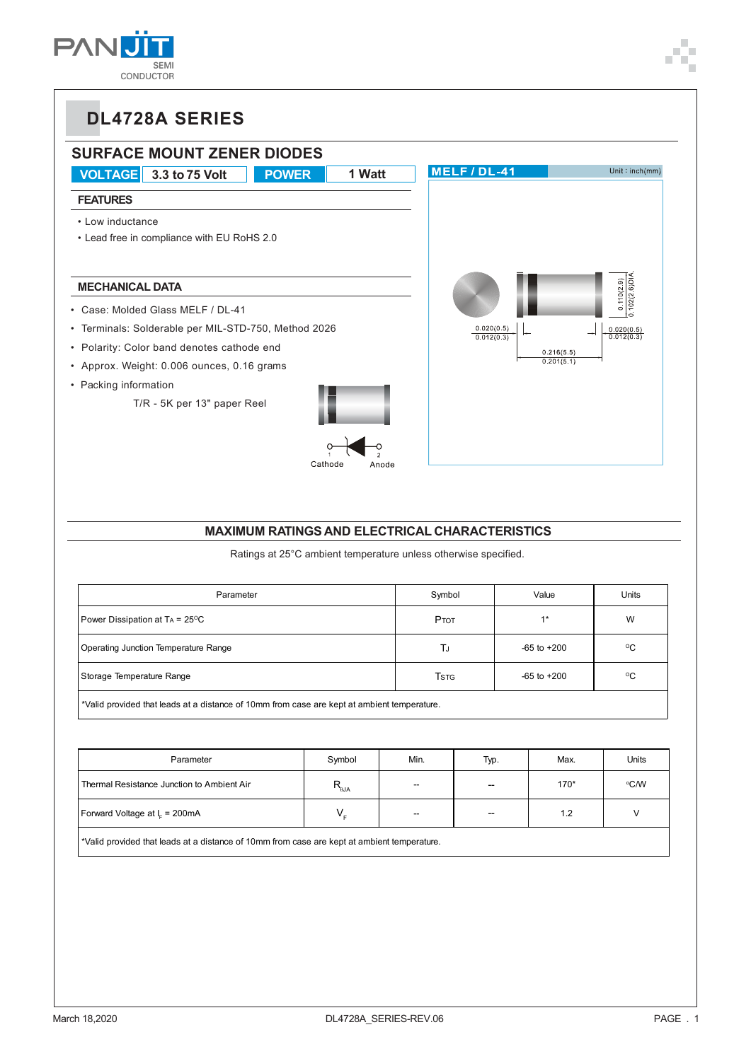# DL4728A SERIES

## SURFACE MOUNT ZENER DIODES

| VOLTAGE | 3.3 to 75 Volt | POWER | 1 Watt |
|---|---|---|---|

### FEATURES

- Low inductance
- Lead free in compliance with EU RoHS 2.0

### MECHANICAL DATA

- Case: Molded Glass MELF / DL-41
- Terminals: Solderable per MIL-STD-750, Method 2026
- Polarity: Color band denotes cathode end
- Approx. Weight: 0.006 ounces, 0.16 grams
- Packing information

  T/R - 5K per 13" paper Reel

Cathode Anode

MELF / DL-41 Unit : inch(mm)

0.110(2.9) 0.102(2.6)DIA.
0.020(0.5) 0.012(0.3)
0.216(5.5) 0.201(5.1)
0.020(0.5) 0.012(0.3)

## MAXIMUM RATINGS AND ELECTRICAL CHARACTERISTICS

Ratings at 25°C ambient temperature unless otherwise specified.

| Parameter | Symbol | Value | Units |
|---|---|---|---|
| Power Dissipation at $T_A$ = 25°C | $P_{TOT}$ | 1* | W |
| Operating Junction Temperature Range | $T_J$ | -65 to +200 | °C |
| Storage Temperature Range | $T_{STG}$ | -65 to +200 | °C |
| *Valid provided that leads at a distance of 10mm from case are kept at ambient temperature. | | | |

| Parameter | Symbol | Min. | Typ. | Max. | Units |
|---|---|---|---|---|---|
| Thermal Resistance Junction to Ambient Air | $R_{\theta JA}$ | -- | -- | 170* | °C/W |
| Forward Voltage at $I_F$ = 200mA | $V_F$ | -- | -- | 1.2 | V |
| *Valid provided that leads at a distance of 10mm from case are kept at ambient temperature. | | | | | |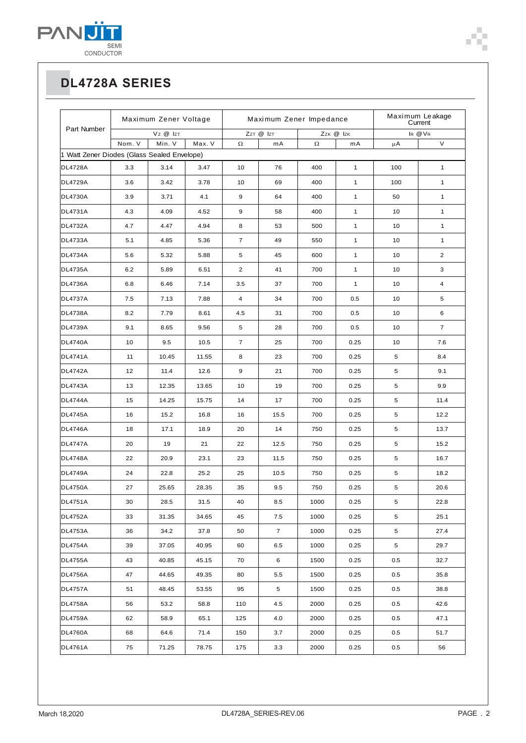# DL4728A SERIES

| Part Number | Maximum Zener Voltage | | | Maximum Zener Impedance | | | | Maximum Leakage Current | |
|---|---|---|---|---|---|---|---|---|---|
| | $V_Z$ @ $I_{ZT}$ | | | $Z_{ZT}$ @ $I_{ZT}$ | | $Z_{ZK}$ @ $I_{ZK}$ | | $I_R$ @ $V_R$ | |
| | Nom. V | Min. V | Max. V | Ω | mA | Ω | mA | μA | V |
| 1 Watt Zener Diodes (Glass Sealed Envelope) | | | | | | | | | |
| DL4728A | 3.3 | 3.14 | 3.47 | 10 | 76 | 400 | 1 | 100 | 1 |
| DL4729A | 3.6 | 3.42 | 3.78 | 10 | 69 | 400 | 1 | 100 | 1 |
| DL4730A | 3.9 | 3.71 | 4.1 | 9 | 64 | 400 | 1 | 50 | 1 |
| DL4731A | 4.3 | 4.09 | 4.52 | 9 | 58 | 400 | 1 | 10 | 1 |
| DL4732A | 4.7 | 4.47 | 4.94 | 8 | 53 | 500 | 1 | 10 | 1 |
| DL4733A | 5.1 | 4.85 | 5.36 | 7 | 49 | 550 | 1 | 10 | 1 |
| DL4734A | 5.6 | 5.32 | 5.88 | 5 | 45 | 600 | 1 | 10 | 2 |
| DL4735A | 6.2 | 5.89 | 6.51 | 2 | 41 | 700 | 1 | 10 | 3 |
| DL4736A | 6.8 | 6.46 | 7.14 | 3.5 | 37 | 700 | 1 | 10 | 4 |
| DL4737A | 7.5 | 7.13 | 7.88 | 4 | 34 | 700 | 0.5 | 10 | 5 |
| DL4738A | 8.2 | 7.79 | 8.61 | 4.5 | 31 | 700 | 0.5 | 10 | 6 |
| DL4739A | 9.1 | 8.65 | 9.56 | 5 | 28 | 700 | 0.5 | 10 | 7 |
| DL4740A | 10 | 9.5 | 10.5 | 7 | 25 | 700 | 0.25 | 10 | 7.6 |
| DL4741A | 11 | 10.45 | 11.55 | 8 | 23 | 700 | 0.25 | 5 | 8.4 |
| DL4742A | 12 | 11.4 | 12.6 | 9 | 21 | 700 | 0.25 | 5 | 9.1 |
| DL4743A | 13 | 12.35 | 13.65 | 10 | 19 | 700 | 0.25 | 5 | 9.9 |
| DL4744A | 15 | 14.25 | 15.75 | 14 | 17 | 700 | 0.25 | 5 | 11.4 |
| DL4745A | 16 | 15.2 | 16.8 | 16 | 15.5 | 700 | 0.25 | 5 | 12.2 |
| DL4746A | 18 | 17.1 | 18.9 | 20 | 14 | 750 | 0.25 | 5 | 13.7 |
| DL4747A | 20 | 19 | 21 | 22 | 12.5 | 750 | 0.25 | 5 | 15.2 |
| DL4748A | 22 | 20.9 | 23.1 | 23 | 11.5 | 750 | 0.25 | 5 | 16.7 |
| DL4749A | 24 | 22.8 | 25.2 | 25 | 10.5 | 750 | 0.25 | 5 | 18.2 |
| DL4750A | 27 | 25.65 | 28.35 | 35 | 9.5 | 750 | 0.25 | 5 | 20.6 |
| DL4751A | 30 | 28.5 | 31.5 | 40 | 8.5 | 1000 | 0.25 | 5 | 22.8 |
| DL4752A | 33 | 31.35 | 34.65 | 45 | 7.5 | 1000 | 0.25 | 5 | 25.1 |
| DL4753A | 36 | 34.2 | 37.8 | 50 | 7 | 1000 | 0.25 | 5 | 27.4 |
| DL4754A | 39 | 37.05 | 40.95 | 60 | 6.5 | 1000 | 0.25 | 5 | 29.7 |
| DL4755A | 43 | 40.85 | 45.15 | 70 | 6 | 1500 | 0.25 | 0.5 | 32.7 |
| DL4756A | 47 | 44.65 | 49.35 | 80 | 5.5 | 1500 | 0.25 | 0.5 | 35.8 |
| DL4757A | 51 | 48.45 | 53.55 | 95 | 5 | 1500 | 0.25 | 0.5 | 38.8 |
| DL4758A | 56 | 53.2 | 58.8 | 110 | 4.5 | 2000 | 0.25 | 0.5 | 42.6 |
| DL4759A | 62 | 58.9 | 65.1 | 125 | 4.0 | 2000 | 0.25 | 0.5 | 47.1 |
| DL4760A | 68 | 64.6 | 71.4 | 150 | 3.7 | 2000 | 0.25 | 0.5 | 51.7 |
| DL4761A | 75 | 71.25 | 78.75 | 175 | 3.3 | 2000 | 0.25 | 0.5 | 56 |

March 18,2020 DL4728A_SERIES-REV.06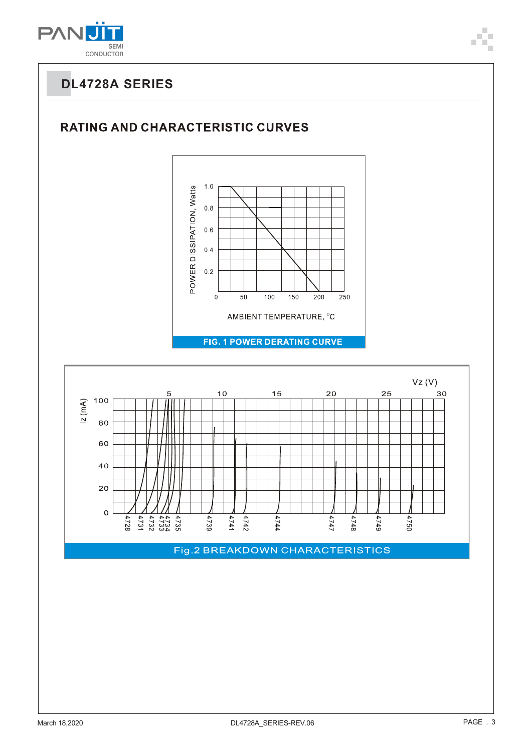## DL4728A SERIES

### RATING AND CHARACTERISTIC CURVES

POWER DISSIPATION, Watts

1.0
0.8
0.6
0.4
0.2

0 50 100 150 200 250

AMBIENT TEMPERATURE, °C

FIG. 1 POWER DERATING CURVE

Vz (V)

5 10 15 20 25 30

Iz (mA)

100
80
60
40
20
0

4728 4731 4732 4733 4734 4735 4739 4741 4742 4744 4747 4748 4749 4750

Fig.2 BREAKDOWN CHARACTERISTICS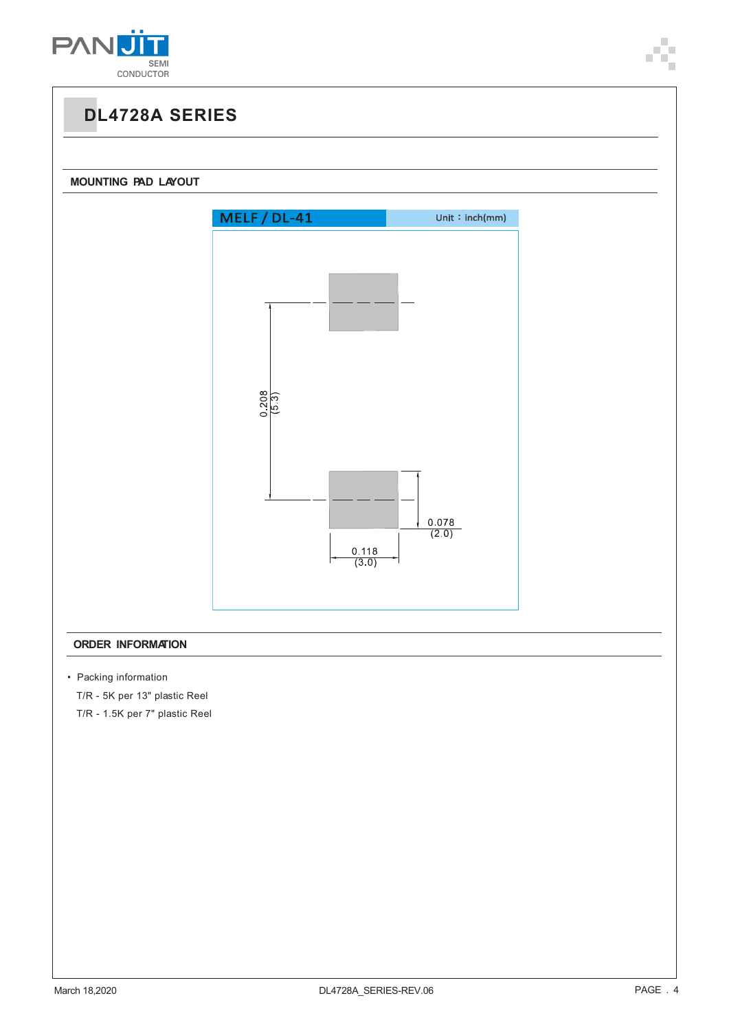# DL4728A SERIES

## MOUNTING PAD LAYOUT

MELF / DL-41 Unit：inch(mm)

0.208 (5.3)

0.078 (2.0)

0.118 (3.0)

## ORDER INFORMATION

- Packing information

  T/R - 5K per 13" plastic Reel

  T/R - 1.5K per 7" plastic Reel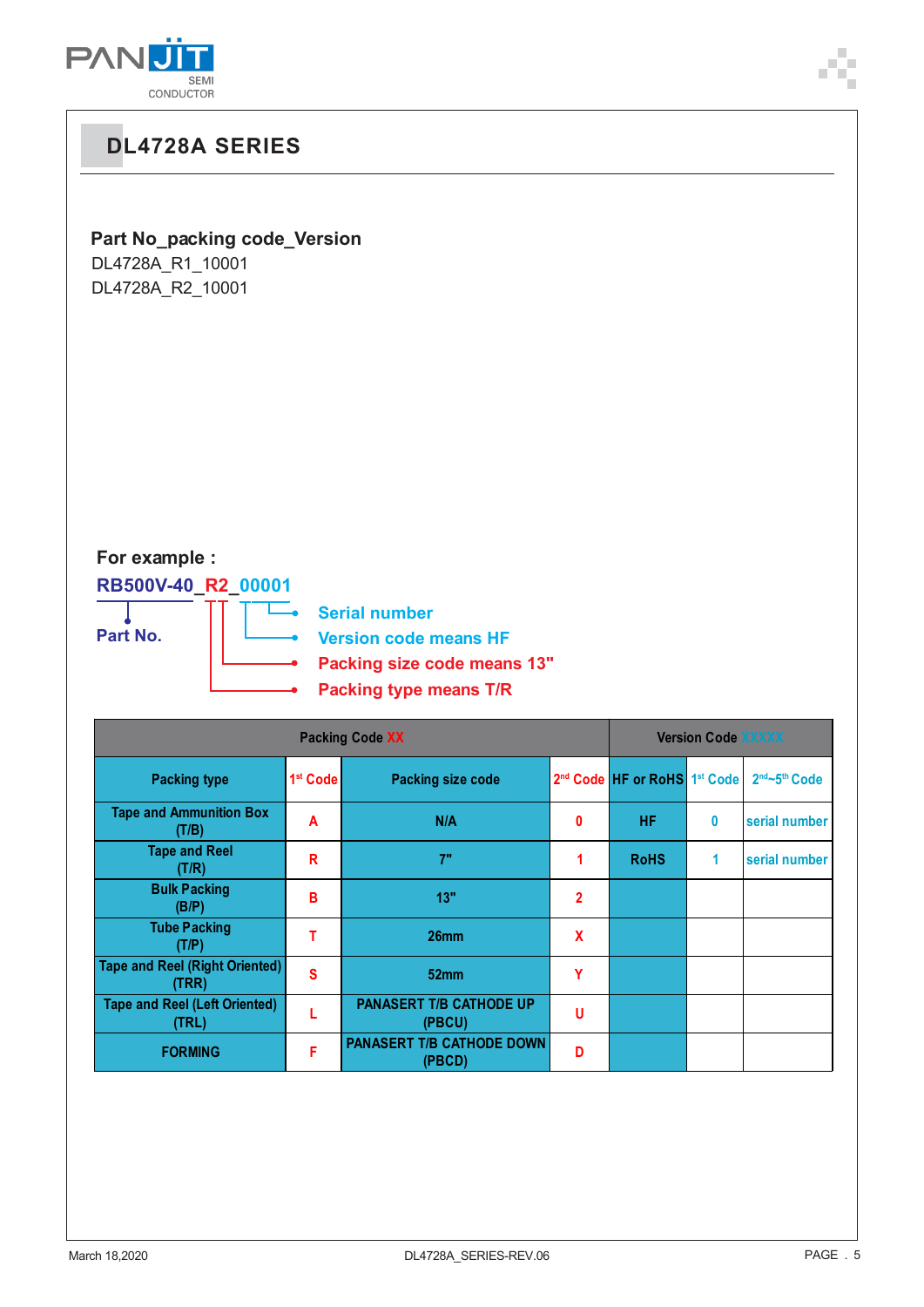## DL4728A SERIES

**Part No_packing code_Version**

DL4728A_R1_10001
DL4728A_R2_10001

**For example :**

**RB500V-40_R2_00001**

- **Part No.**
- **Serial number**
- **Version code means HF**
- **Packing size code means 13"**
- **Packing type means T/R**

| Packing Code XX | | | | Version Code XXXXX | | |
|---|---|---|---|---|---|---|
| Packing type | 1st Code | Packing size code | 2nd Code | HF or RoHS | 1st Code | 2nd~5th Code |
| Tape and Ammunition Box (T/B) | A | N/A | 0 | HF | 0 | serial number |
| Tape and Reel (T/R) | R | 7" | 1 | RoHS | 1 | serial number |
| Bulk Packing (B/P) | B | 13" | 2 | | | |
| Tube Packing (T/P) | T | 26mm | X | | | |
| Tape and Reel (Right Oriented) (TRR) | S | 52mm | Y | | | |
| Tape and Reel (Left Oriented) (TRL) | L | PANASERT T/B CATHODE UP (PBCU) | U | | | |
| FORMING | F | PANASERT T/B CATHODE DOWN (PBCD) | D | | | |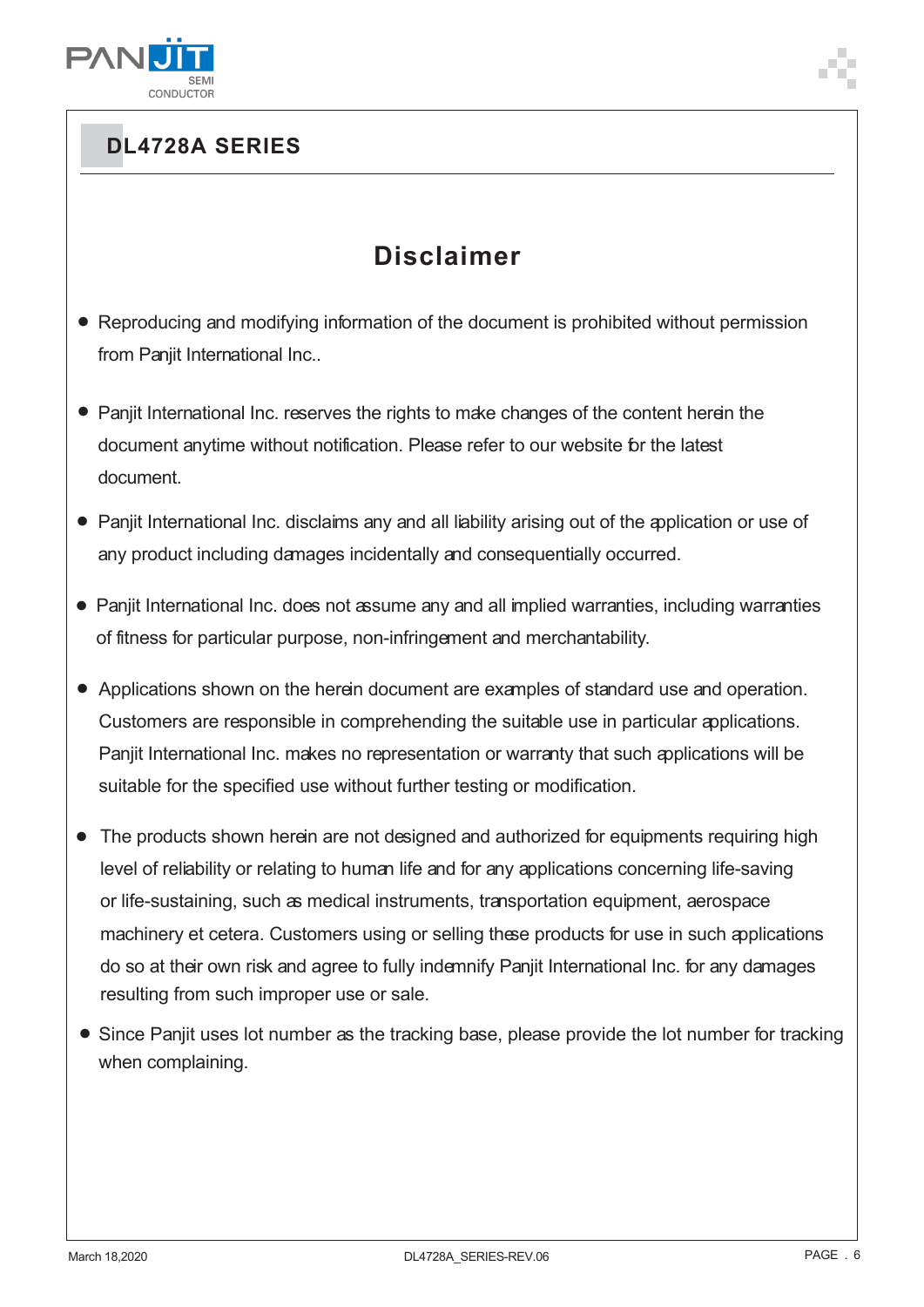# DL4728A SERIES

## Disclaimer

- Reproducing and modifying information of the document is prohibited without permission from Panjit International Inc..
- Panjit International Inc. reserves the rights to make changes of the content herein the document anytime without notification. Please refer to our website for the latest document.
- Panjit International Inc. disclaims any and all liability arising out of the application or use of any product including damages incidentally and consequentially occurred.
- Panjit International Inc. does not assume any and all implied warranties, including warranties of fitness for particular purpose, non-infringement and merchantability.
- Applications shown on the herein document are examples of standard use and operation. Customers are responsible in comprehending the suitable use in particular applications. Panjit International Inc. makes no representation or warranty that such applications will be suitable for the specified use without further testing or modification.
- The products shown herein are not designed and authorized for equipments requiring high level of reliability or relating to human life and for any applications concerning life-saving or life-sustaining, such as medical instruments, transportation equipment, aerospace machinery et cetera. Customers using or selling these products for use in such applications do so at their own risk and agree to fully indemnify Panjit International Inc. for any damages resulting from such improper use or sale.
- Since Panjit uses lot number as the tracking base, please provide the lot number for tracking when complaining.